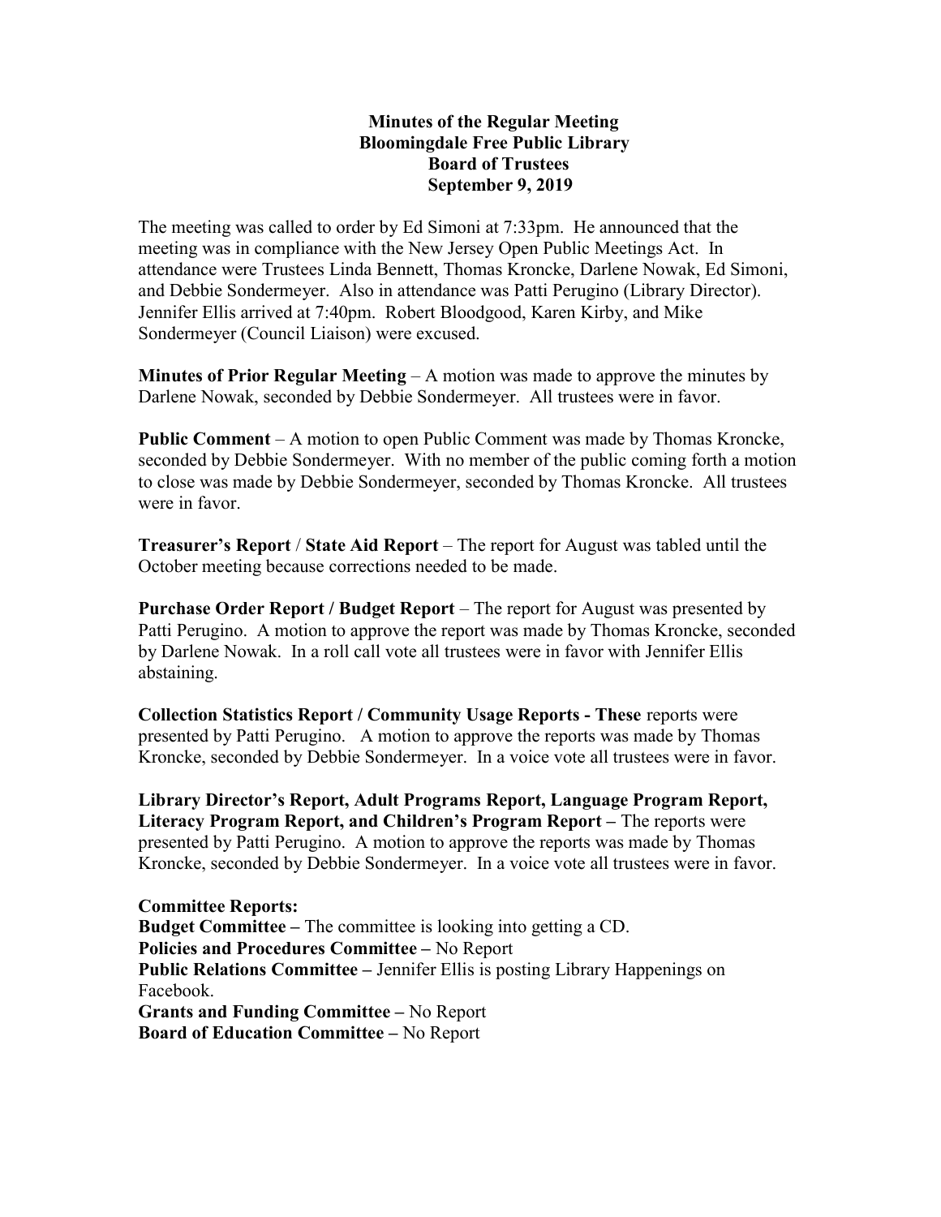# Minutes of the Regular Meeting
## Bloomingdale Free Public Library
## Board of Trustees
## September 9, 2019

The meeting was called to order by Ed Simoni at 7:33pm. He announced that the meeting was in compliance with the New Jersey Open Public Meetings Act. In attendance were Trustees Linda Bennett, Thomas Kroncke, Darlene Nowak, Ed Simoni, and Debbie Sondermeyer. Also in attendance was Patti Perugino (Library Director). Jennifer Ellis arrived at 7:40pm. Robert Bloodgood, Karen Kirby, and Mike Sondermeyer (Council Liaison) were excused.

**Minutes of Prior Regular Meeting** – A motion was made to approve the minutes by Darlene Nowak, seconded by Debbie Sondermeyer. All trustees were in favor.

**Public Comment** – A motion to open Public Comment was made by Thomas Kroncke, seconded by Debbie Sondermeyer. With no member of the public coming forth a motion to close was made by Debbie Sondermeyer, seconded by Thomas Kroncke. All trustees were in favor.

**Treasurer's Report** / **State Aid Report** – The report for August was tabled until the October meeting because corrections needed to be made.

**Purchase Order Report / Budget Report** – The report for August was presented by Patti Perugino. A motion to approve the report was made by Thomas Kroncke, seconded by Darlene Nowak. In a roll call vote all trustees were in favor with Jennifer Ellis abstaining.

**Collection Statistics Report / Community Usage Reports - These** reports were presented by Patti Perugino. A motion to approve the reports was made by Thomas Kroncke, seconded by Debbie Sondermeyer. In a voice vote all trustees were in favor.

**Library Director's Report, Adult Programs Report, Language Program Report, Literacy Program Report, and Children's Program Report –** The reports were presented by Patti Perugino. A motion to approve the reports was made by Thomas Kroncke, seconded by Debbie Sondermeyer. In a voice vote all trustees were in favor.

**Committee Reports:**
**Budget Committee –** The committee is looking into getting a CD.
**Policies and Procedures Committee –** No Report
**Public Relations Committee –** Jennifer Ellis is posting Library Happenings on Facebook.
**Grants and Funding Committee –** No Report
**Board of Education Committee –** No Report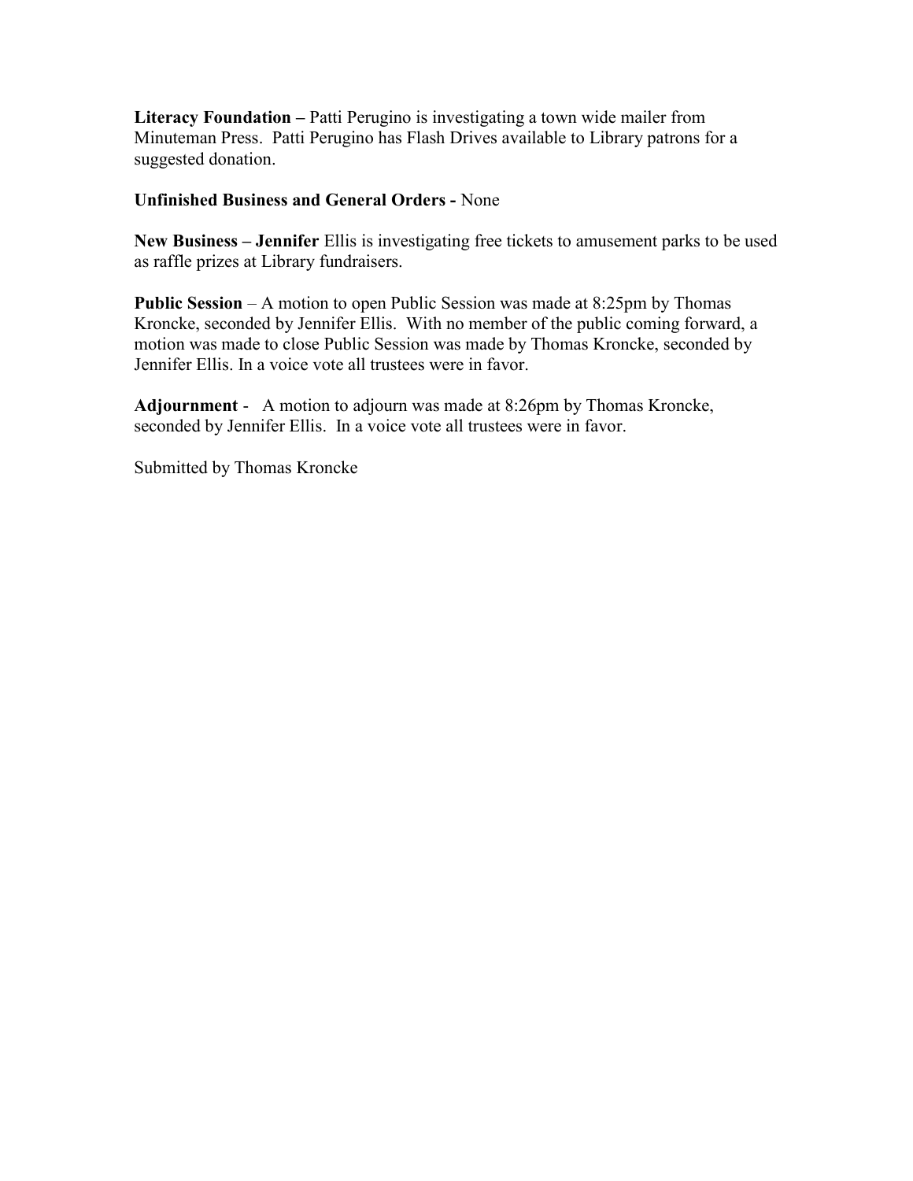**Literacy Foundation –** Patti Perugino is investigating a town wide mailer from Minuteman Press. Patti Perugino has Flash Drives available to Library patrons for a suggested donation.

**Unfinished Business and General Orders -** None

**New Business – Jennifer** Ellis is investigating free tickets to amusement parks to be used as raffle prizes at Library fundraisers.

**Public Session** – A motion to open Public Session was made at 8:25pm by Thomas Kroncke, seconded by Jennifer Ellis. With no member of the public coming forward, a motion was made to close Public Session was made by Thomas Kroncke, seconded by Jennifer Ellis. In a voice vote all trustees were in favor.

**Adjournment** - A motion to adjourn was made at 8:26pm by Thomas Kroncke, seconded by Jennifer Ellis. In a voice vote all trustees were in favor.

Submitted by Thomas Kroncke